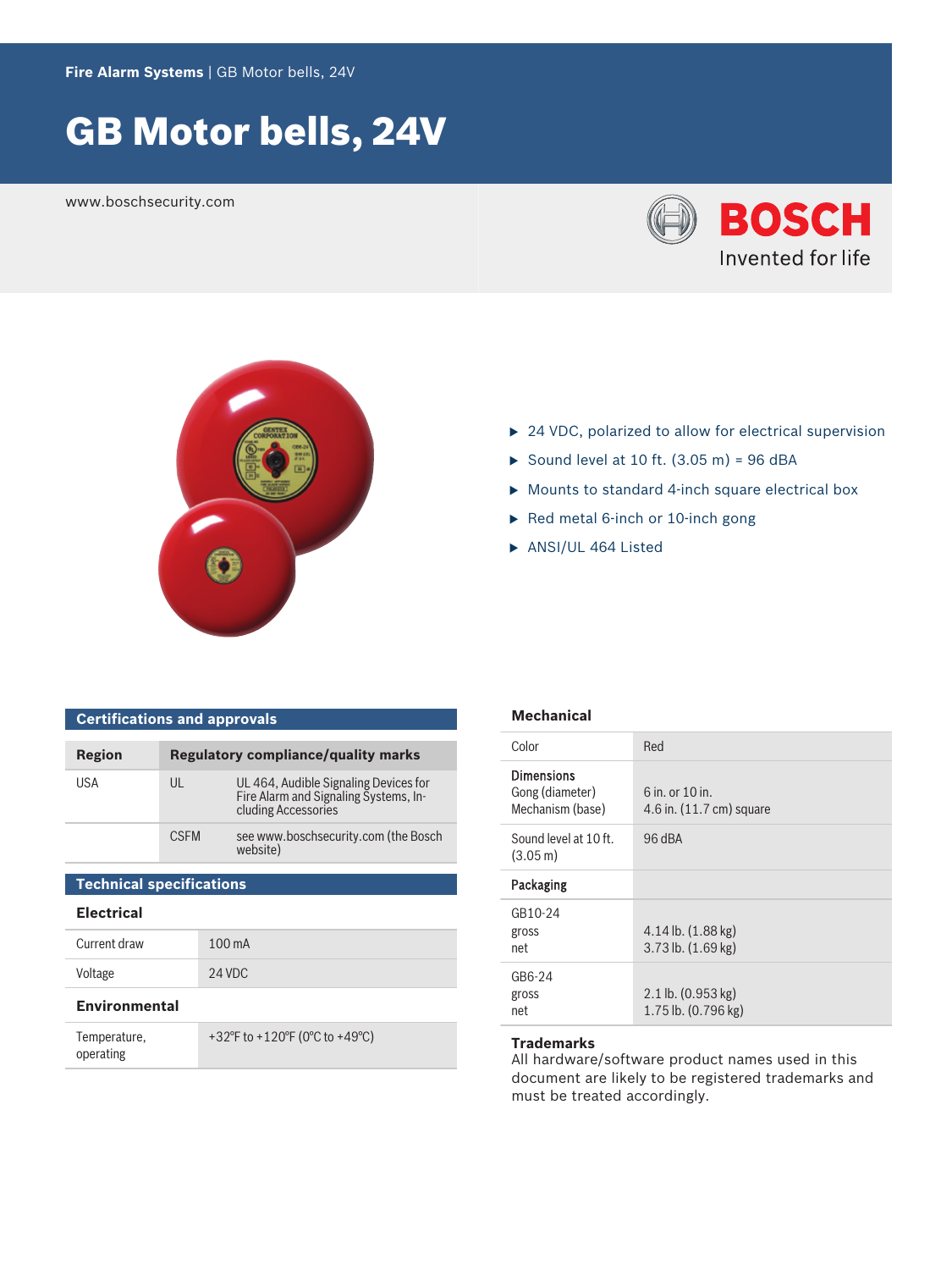Fire Alarm Systems | GB Motor bells, 24V

# GB Motor bells, 24V

www.boschsecurity.com

- 24 VDC, polarized to allow for electrical supervision
- Sound level at 10 ft. (3.05 m) = 96 dBA
- Mounts to standard 4-inch square electrical box
- Red metal 6-inch or 10-inch gong
- ANSI/UL 464 Listed

## Certifications and approvals

| Region | Regulatory compliance/quality marks | |
|---|---|---|
| USA | UL | UL 464, Audible Signaling Devices for Fire Alarm and Signaling Systems, Including Accessories |
| | CSFM | see www.boschsecurity.com (the Bosch website) |

## Technical specifications

### Electrical

| | |
|---|---|
| Current draw | 100 mA |
| Voltage | 24 VDC |

### Environmental

| | |
|---|---|
| Temperature, operating | +32°F to +120°F (0°C to +49°C) |

### Mechanical

| | |
|---|---|
| Color | Red |
| **Dimensions**<br>Gong (diameter)<br>Mechanism (base) | <br>6 in. or 10 in.<br>4.6 in. (11.7 cm) square |
| Sound level at 10 ft. (3.05 m) | 96 dBA |
| **Packaging** | |
| GB10-24<br>gross<br>net | <br>4.14 lb. (1.88 kg)<br>3.73 lb. (1.69 kg) |
| GB6-24<br>gross<br>net | <br>2.1 lb. (0.953 kg)<br>1.75 lb. (0.796 kg) |

### Trademarks

All hardware/software product names used in this document are likely to be registered trademarks and must be treated accordingly.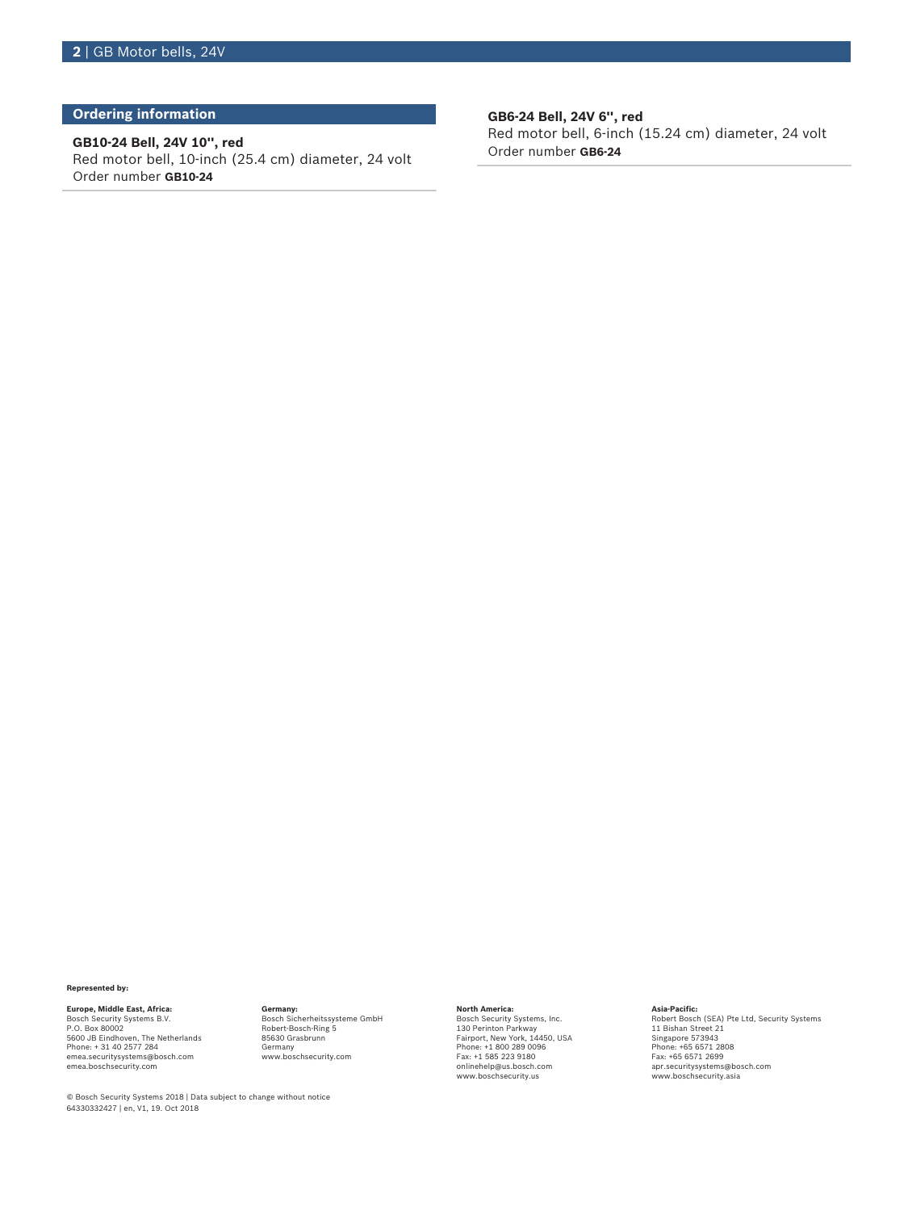## Ordering information

**GB10-24 Bell, 24V 10", red**
Red motor bell, 10-inch (25.4 cm) diameter, 24 volt
Order number **GB10-24**

**GB6-24 Bell, 24V 6", red**
Red motor bell, 6-inch (15.24 cm) diameter, 24 volt
Order number **GB6-24**

**Represented by:**

**Europe, Middle East, Africa:**
Bosch Security Systems B.V.
P.O. Box 80002
5600 JB Eindhoven, The Netherlands
Phone: + 31 40 2577 284
emea.securitysystems@bosch.com
emea.boschsecurity.com

**Germany:**
Bosch Sicherheitssysteme GmbH
Robert-Bosch-Ring 5
85630 Grasbrunn
Germany
www.boschsecurity.com

**North America:**
Bosch Security Systems, Inc.
130 Perinton Parkway
Fairport, New York, 14450, USA
Phone: +1 800 289 0096
Fax: +1 585 223 9180
onlinehelp@us.bosch.com
www.boschsecurity.us

**Asia-Pacific:**
Robert Bosch (SEA) Pte Ltd, Security Systems
11 Bishan Street 21
Singapore 573943
Phone: +65 6571 2808
Fax: +65 6571 2699
apr.securitysystems@bosch.com
www.boschsecurity.asia

© Bosch Security Systems 2018 | Data subject to change without notice
64330332427 | en, V1, 19. Oct 2018